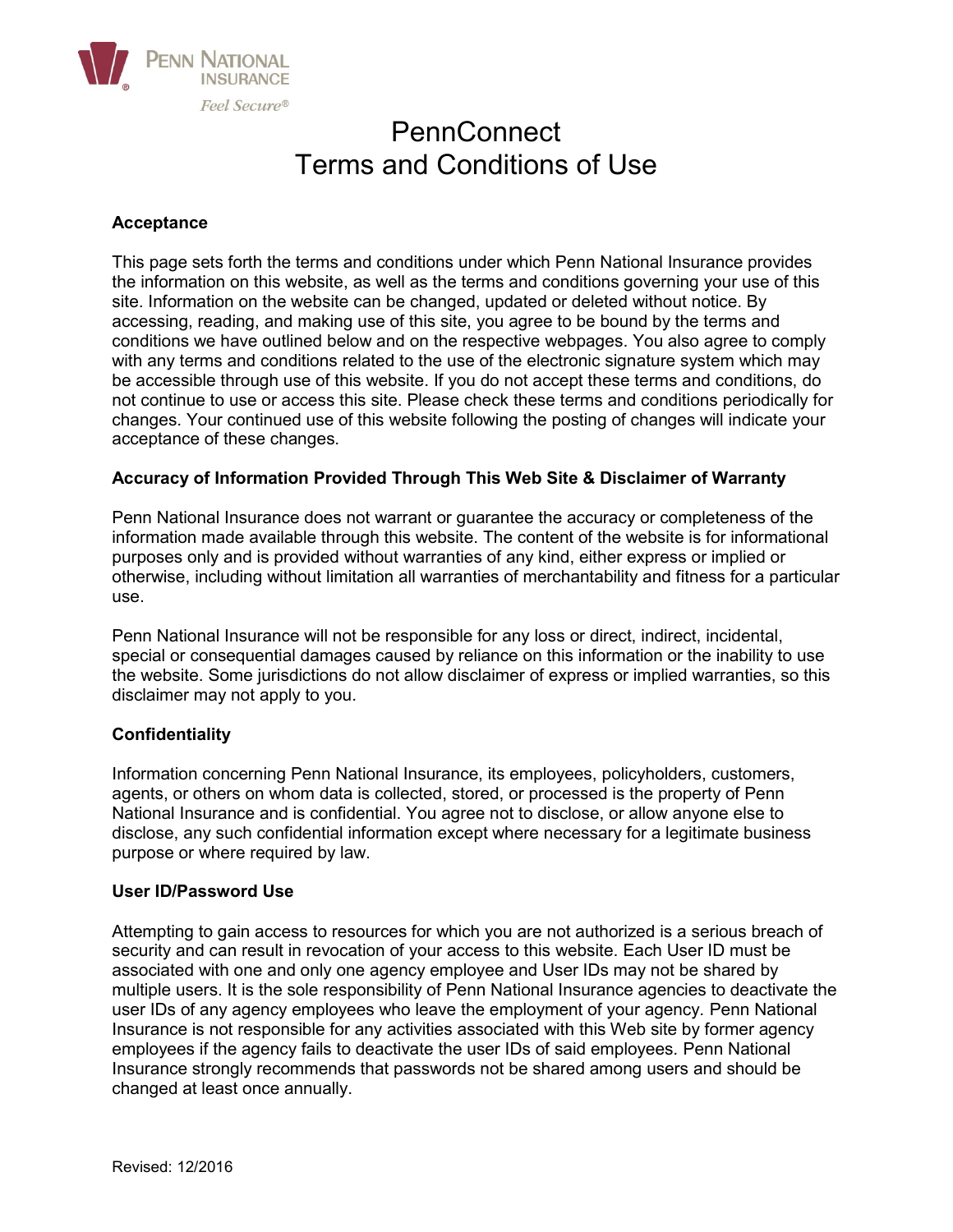PENN NATIONAL INSURANCE

*Feel Secure®*

# PennConnect
# Terms and Conditions of Use

**Acceptance**

This page sets forth the terms and conditions under which Penn National Insurance provides the information on this website, as well as the terms and conditions governing your use of this site. Information on the website can be changed, updated or deleted without notice. By accessing, reading, and making use of this site, you agree to be bound by the terms and conditions we have outlined below and on the respective webpages. You also agree to comply with any terms and conditions related to the use of the electronic signature system which may be accessible through use of this website. If you do not accept these terms and conditions, do not continue to use or access this site. Please check these terms and conditions periodically for changes. Your continued use of this website following the posting of changes will indicate your acceptance of these changes.

**Accuracy of Information Provided Through This Web Site & Disclaimer of Warranty**

Penn National Insurance does not warrant or guarantee the accuracy or completeness of the information made available through this website. The content of the website is for informational purposes only and is provided without warranties of any kind, either express or implied or otherwise, including without limitation all warranties of merchantability and fitness for a particular use.

Penn National Insurance will not be responsible for any loss or direct, indirect, incidental, special or consequential damages caused by reliance on this information or the inability to use the website. Some jurisdictions do not allow disclaimer of express or implied warranties, so this disclaimer may not apply to you.

**Confidentiality**

Information concerning Penn National Insurance, its employees, policyholders, customers, agents, or others on whom data is collected, stored, or processed is the property of Penn National Insurance and is confidential. You agree not to disclose, or allow anyone else to disclose, any such confidential information except where necessary for a legitimate business purpose or where required by law.

**User ID/Password Use**

Attempting to gain access to resources for which you are not authorized is a serious breach of security and can result in revocation of your access to this website. Each User ID must be associated with one and only one agency employee and User IDs may not be shared by multiple users. It is the sole responsibility of Penn National Insurance agencies to deactivate the user IDs of any agency employees who leave the employment of your agency. Penn National Insurance is not responsible for any activities associated with this Web site by former agency employees if the agency fails to deactivate the user IDs of said employees. Penn National Insurance strongly recommends that passwords not be shared among users and should be changed at least once annually.

Revised: 12/2016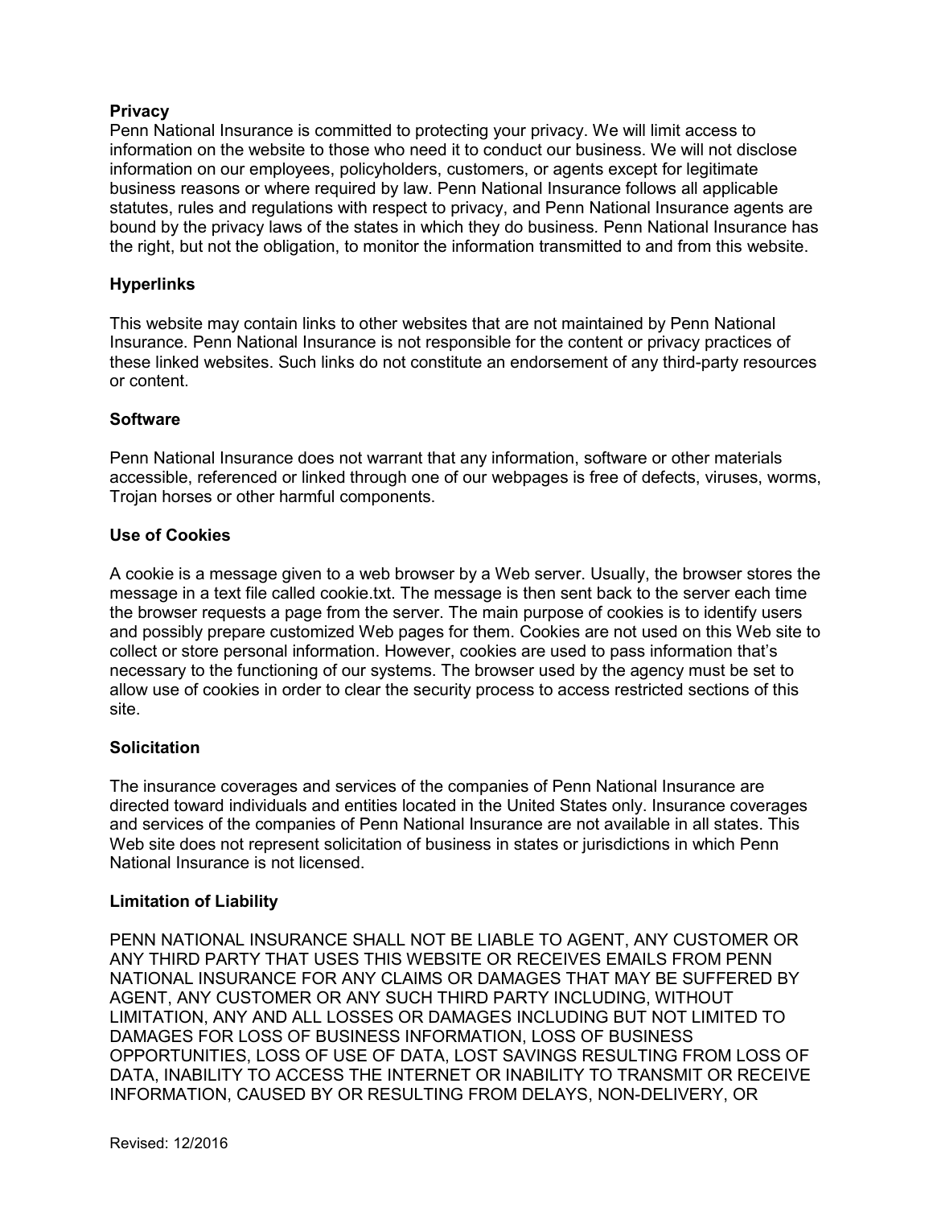## Privacy

Penn National Insurance is committed to protecting your privacy. We will limit access to information on the website to those who need it to conduct our business. We will not disclose information on our employees, policyholders, customers, or agents except for legitimate business reasons or where required by law. Penn National Insurance follows all applicable statutes, rules and regulations with respect to privacy, and Penn National Insurance agents are bound by the privacy laws of the states in which they do business. Penn National Insurance has the right, but not the obligation, to monitor the information transmitted to and from this website.

## Hyperlinks

This website may contain links to other websites that are not maintained by Penn National Insurance. Penn National Insurance is not responsible for the content or privacy practices of these linked websites. Such links do not constitute an endorsement of any third-party resources or content.

## Software

Penn National Insurance does not warrant that any information, software or other materials accessible, referenced or linked through one of our webpages is free of defects, viruses, worms, Trojan horses or other harmful components.

## Use of Cookies

A cookie is a message given to a web browser by a Web server. Usually, the browser stores the message in a text file called cookie.txt. The message is then sent back to the server each time the browser requests a page from the server. The main purpose of cookies is to identify users and possibly prepare customized Web pages for them. Cookies are not used on this Web site to collect or store personal information. However, cookies are used to pass information that's necessary to the functioning of our systems. The browser used by the agency must be set to allow use of cookies in order to clear the security process to access restricted sections of this site.

## Solicitation

The insurance coverages and services of the companies of Penn National Insurance are directed toward individuals and entities located in the United States only. Insurance coverages and services of the companies of Penn National Insurance are not available in all states. This Web site does not represent solicitation of business in states or jurisdictions in which Penn National Insurance is not licensed.

## Limitation of Liability

PENN NATIONAL INSURANCE SHALL NOT BE LIABLE TO AGENT, ANY CUSTOMER OR ANY THIRD PARTY THAT USES THIS WEBSITE OR RECEIVES EMAILS FROM PENN NATIONAL INSURANCE FOR ANY CLAIMS OR DAMAGES THAT MAY BE SUFFERED BY AGENT, ANY CUSTOMER OR ANY SUCH THIRD PARTY INCLUDING, WITHOUT LIMITATION, ANY AND ALL LOSSES OR DAMAGES INCLUDING BUT NOT LIMITED TO DAMAGES FOR LOSS OF BUSINESS INFORMATION, LOSS OF BUSINESS OPPORTUNITIES, LOSS OF USE OF DATA, LOST SAVINGS RESULTING FROM LOSS OF DATA, INABILITY TO ACCESS THE INTERNET OR INABILITY TO TRANSMIT OR RECEIVE INFORMATION, CAUSED BY OR RESULTING FROM DELAYS, NON-DELIVERY, OR

Revised: 12/2016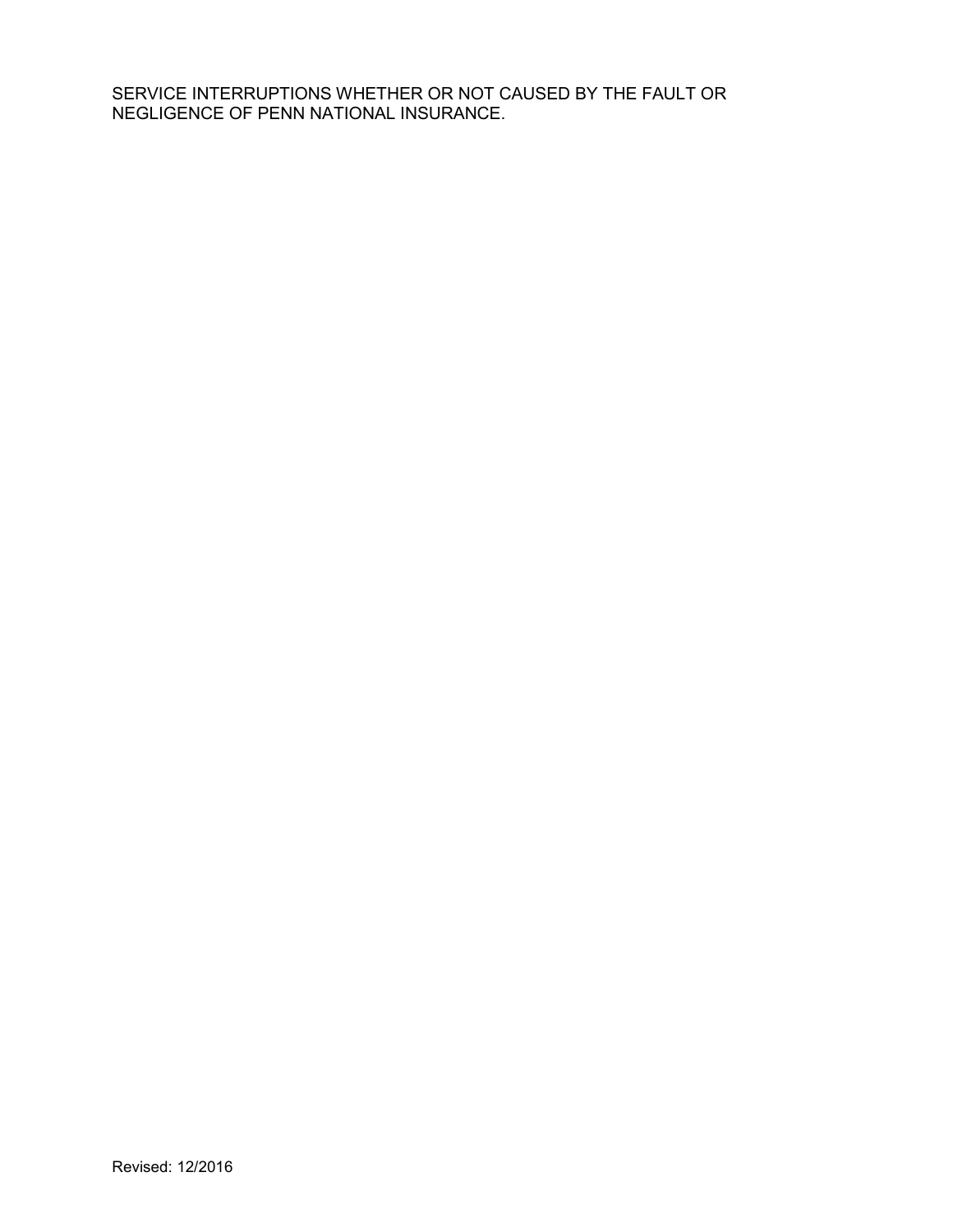SERVICE INTERRUPTIONS WHETHER OR NOT CAUSED BY THE FAULT OR NEGLIGENCE OF PENN NATIONAL INSURANCE.

Revised: 12/2016